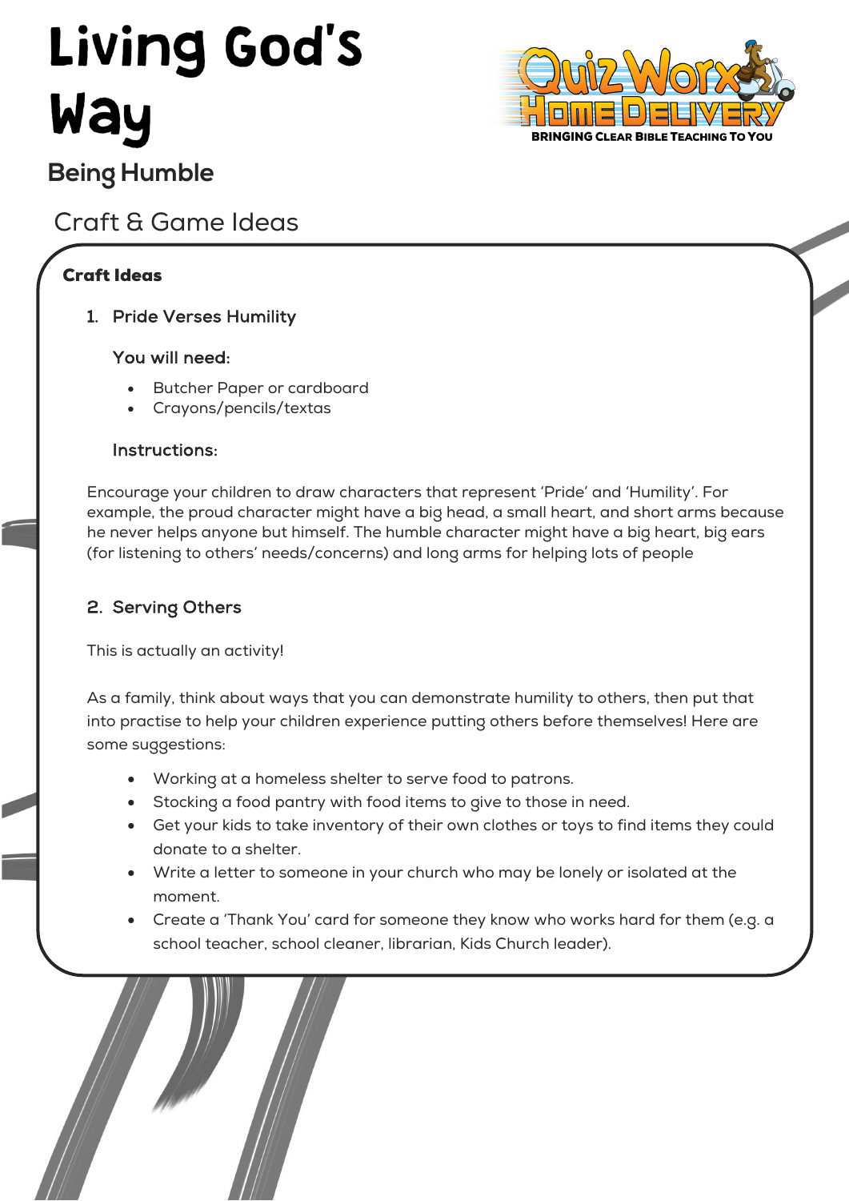# Living God's Way

## Being Humble

## Craft & Game Ideas

### Craft Ideas

1. Pride Verses Humility

   **You will need:**

   - Butcher Paper or cardboard
   - Crayons/pencils/textas

   **Instructions:**

Encourage your children to draw characters that represent 'Pride' and 'Humility'. For example, the proud character might have a big head, a small heart, and short arms because he never helps anyone but himself. The humble character might have a big heart, big ears (for listening to others' needs/concerns) and long arms for helping lots of people

2. Serving Others

This is actually an activity!

As a family, think about ways that you can demonstrate humility to others, then put that into practise to help your children experience putting others before themselves! Here are some suggestions:

- Working at a homeless shelter to serve food to patrons.
- Stocking a food pantry with food items to give to those in need.
- Get your kids to take inventory of their own clothes or toys to find items they could donate to a shelter.
- Write a letter to someone in your church who may be lonely or isolated at the moment.
- Create a 'Thank You' card for someone they know who works hard for them (e.g. a school teacher, school cleaner, librarian, Kids Church leader).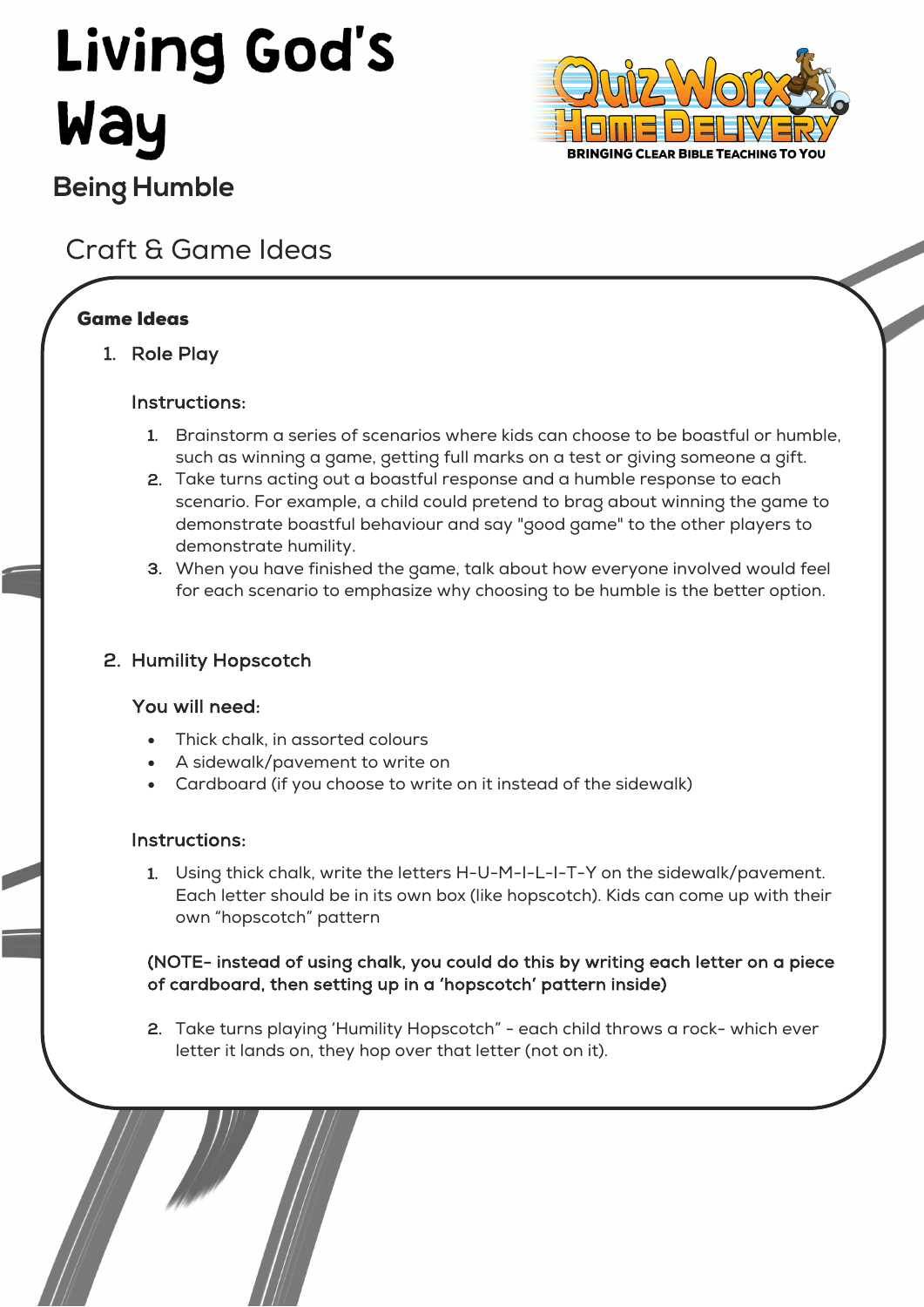# Living God's Way

## Being Humble

BRINGING CLEAR BIBLE TEACHING TO YOU

## Craft & Game Ideas

### Game Ideas

1. **Role Play**

   **Instructions:**

   1. Brainstorm a series of scenarios where kids can choose to be boastful or humble, such as winning a game, getting full marks on a test or giving someone a gift.
   2. Take turns acting out a boastful response and a humble response to each scenario. For example, a child could pretend to brag about winning the game to demonstrate boastful behaviour and say "good game" to the other players to demonstrate humility.
   3. When you have finished the game, talk about how everyone involved would feel for each scenario to emphasize why choosing to be humble is the better option.

2. **Humility Hopscotch**

   **You will need:**

   - Thick chalk, in assorted colours
   - A sidewalk/pavement to write on
   - Cardboard (if you choose to write on it instead of the sidewalk)

   **Instructions:**

   1. Using thick chalk, write the letters H-U-M-I-L-I-T-Y on the sidewalk/pavement. Each letter should be in its own box (like hopscotch). Kids can come up with their own "hopscotch" pattern

   **(NOTE- instead of using chalk, you could do this by writing each letter on a piece of cardboard, then setting up in a 'hopscotch' pattern inside)**

   2. Take turns playing 'Humility Hopscotch" - each child throws a rock- which ever letter it lands on, they hop over that letter (not on it).